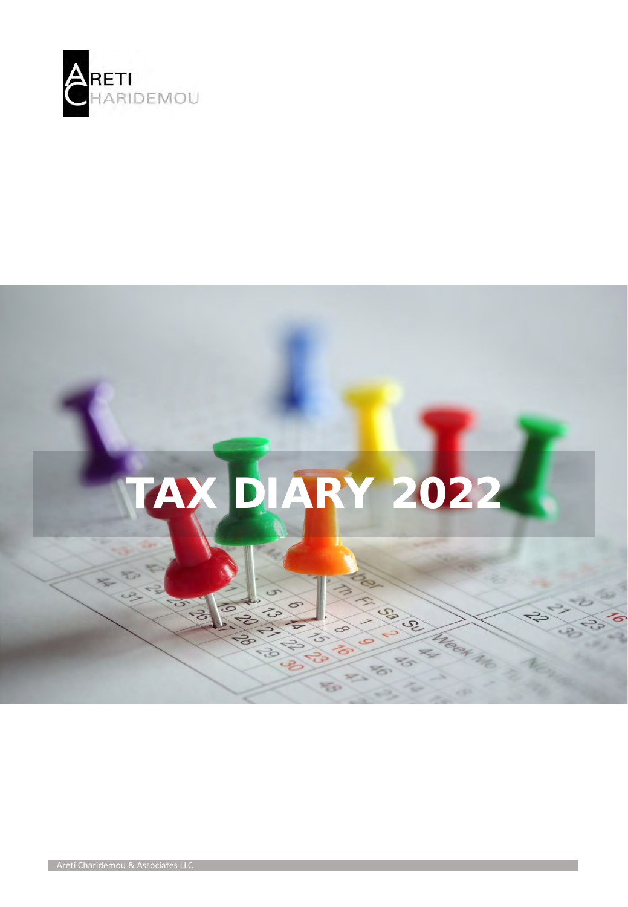ARETI CHARIDEMOU

# TAX DIARY 2022

Areti Charidemou & Associates LLC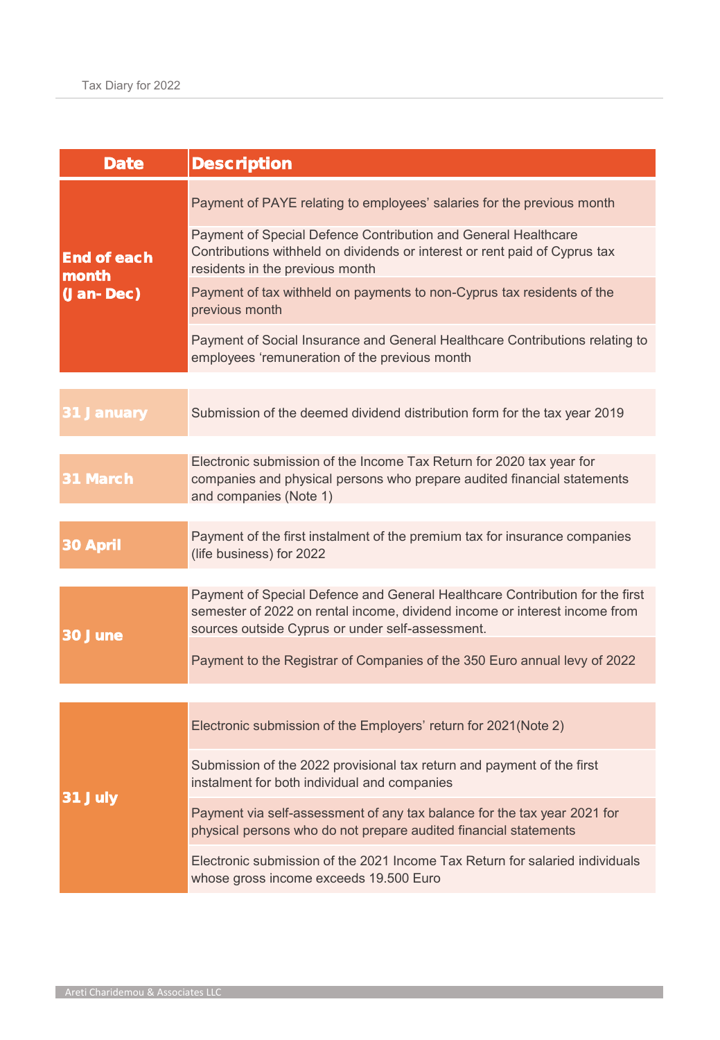| Date | Description |
|---|---|
| End of each month (Jan-Dec) | Payment of PAYE relating to employees' salaries for the previous month |
| | Payment of Special Defence Contribution and General Healthcare Contributions withheld on dividends or interest or rent paid of Cyprus tax residents in the previous month |
| | Payment of tax withheld on payments to non-Cyprus tax residents of the previous month |
| | Payment of Social Insurance and General Healthcare Contributions relating to employees 'remuneration of the previous month |
| 31 January | Submission of the deemed dividend distribution form for the tax year 2019 |
| 31 March | Electronic submission of the Income Tax Return for 2020 tax year for companies and physical persons who prepare audited financial statements and companies (Note 1) |
| 30 April | Payment of the first instalment of the premium tax for insurance companies (life business) for 2022 |
| 30 June | Payment of Special Defence and General Healthcare Contribution for the first semester of 2022 on rental income, dividend income or interest income from sources outside Cyprus or under self-assessment. |
| | Payment to the Registrar of Companies of the 350 Euro annual levy of 2022 |
| 31 July | Electronic submission of the Employers' return for 2021(Note 2) |
| | Submission of the 2022 provisional tax return and payment of the first instalment for both individual and companies |
| | Payment via self-assessment of any tax balance for the tax year 2021 for physical persons who do not prepare audited financial statements |
| | Electronic submission of the 2021 Income Tax Return for salaried individuals whose gross income exceeds 19.500 Euro |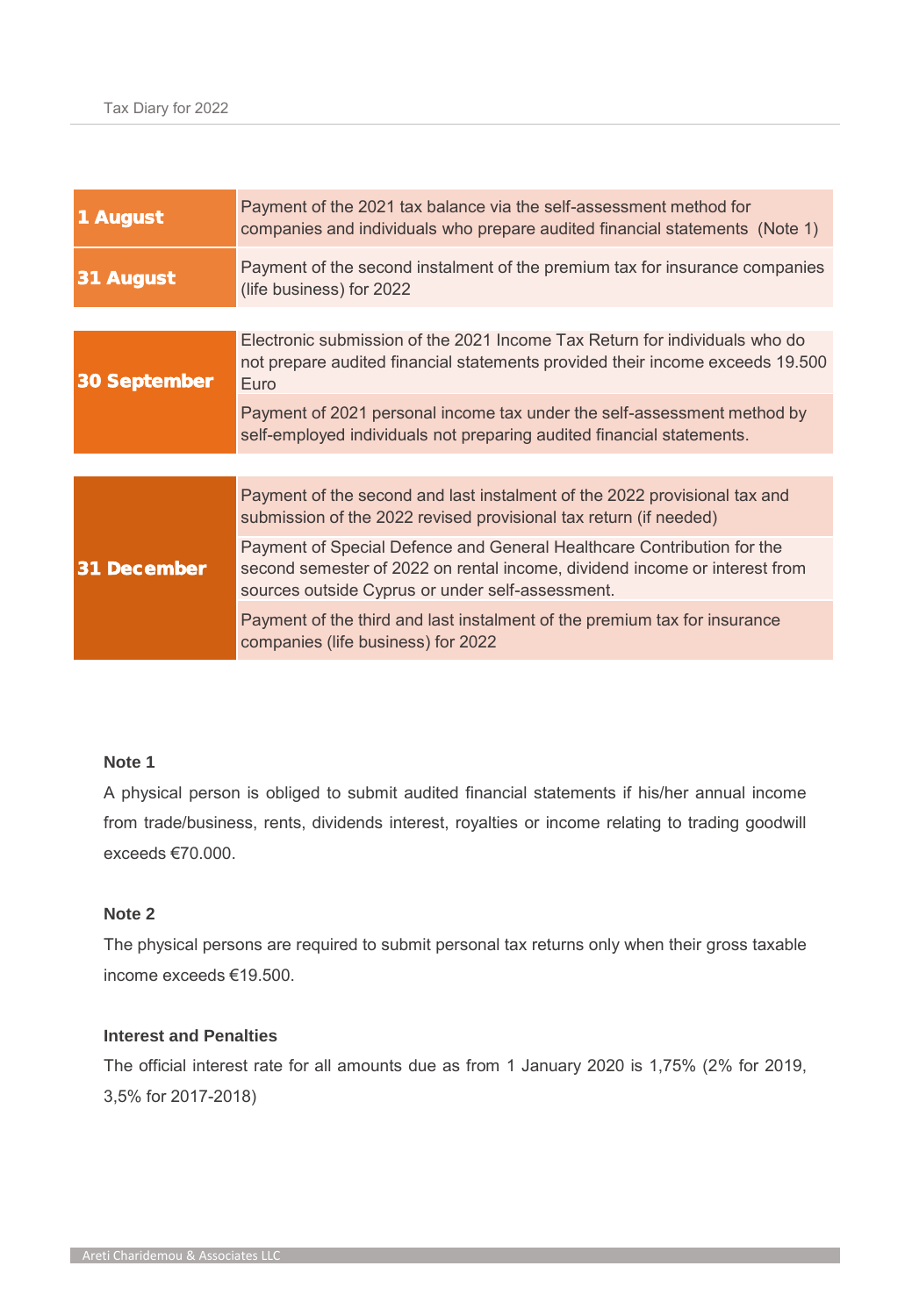| Date | Obligation |
|---|---|
| **1 August** | Payment of the 2021 tax balance via the self-assessment method for companies and individuals who prepare audited financial statements (Note 1) |
| **31 August** | Payment of the second instalment of the premium tax for insurance companies (life business) for 2022 |
| **30 September** | Electronic submission of the 2021 Income Tax Return for individuals who do not prepare audited financial statements provided their income exceeds 19.500 Euro |
| | Payment of 2021 personal income tax under the self-assessment method by self-employed individuals not preparing audited financial statements. |
| **31 December** | Payment of the second and last instalment of the 2022 provisional tax and submission of the 2022 revised provisional tax return (if needed) |
| | Payment of Special Defence and General Healthcare Contribution for the second semester of 2022 on rental income, dividend income or interest from sources outside Cyprus or under self-assessment. |
| | Payment of the third and last instalment of the premium tax for insurance companies (life business) for 2022 |

**Note 1**

A physical person is obliged to submit audited financial statements if his/her annual income from trade/business, rents, dividends interest, royalties or income relating to trading goodwill exceeds €70.000.

**Note 2**

The physical persons are required to submit personal tax returns only when their gross taxable income exceeds €19.500.

**Interest and Penalties**

The official interest rate for all amounts due as from 1 January 2020 is 1,75% (2% for 2019, 3,5% for 2017-2018)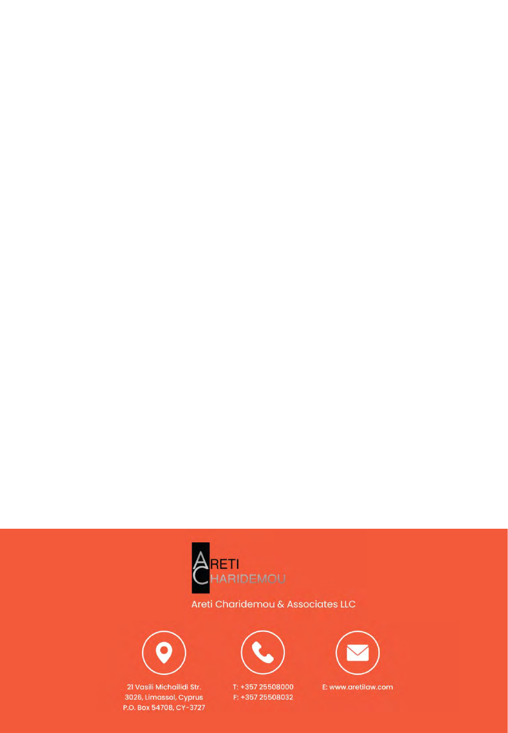ARETI
CHARIDEMOU

Areti Charidemou & Associates LLC

21 Vasili Michailidi Str.
3026, Limassol, Cyprus
P.O. Box 54708, CY-3727

T: +357 25508000
F: +357 25508032

E: www.aretilaw.com